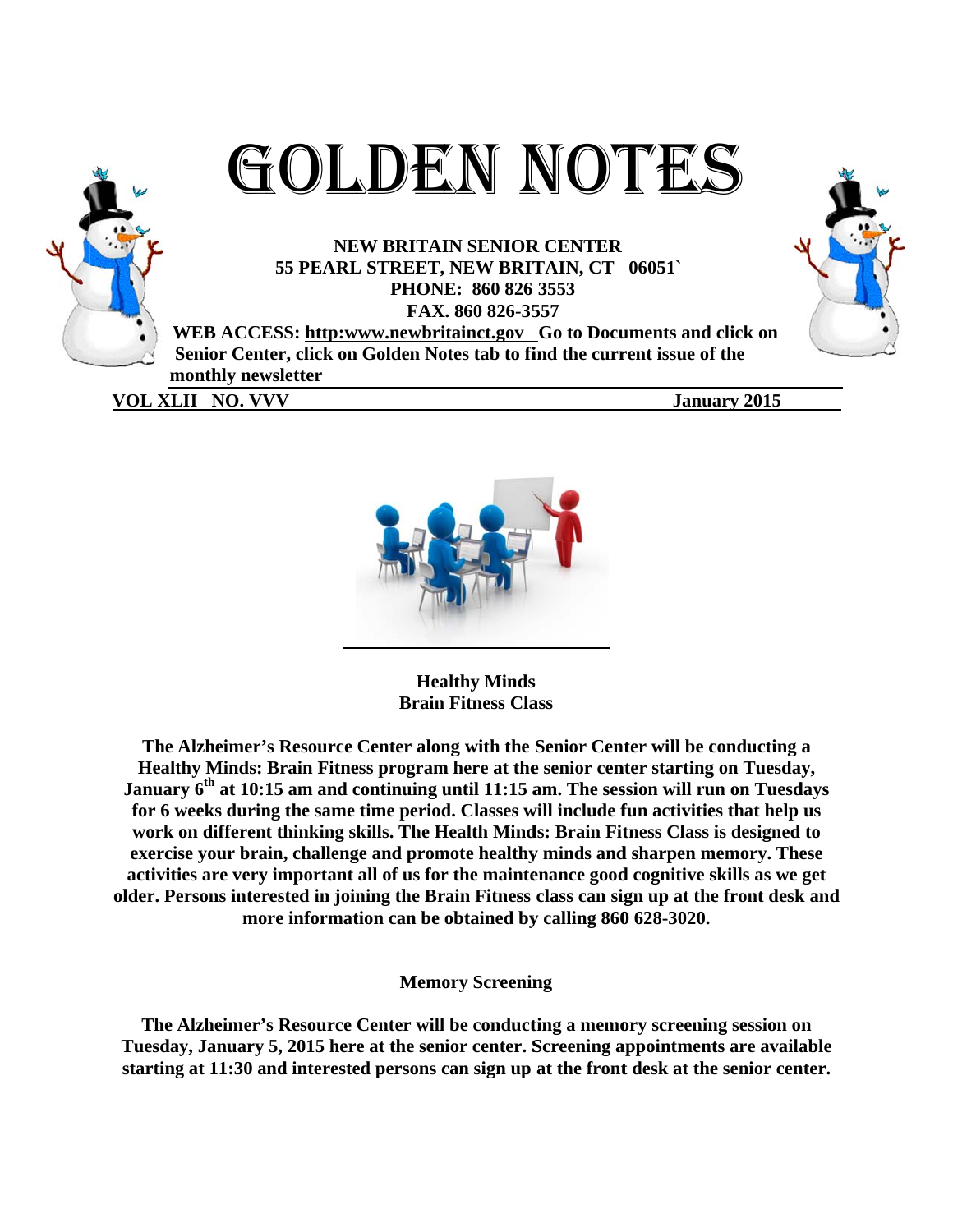# GOLDEN NOTES

**NEW BRITAIN SENIOR CENTER**
**55 PEARL STREET, NEW BRITAIN, CT 06051`**
**PHONE: 860 826 3553**
**FAX. 860 826-3557**

**WEB ACCESS: http:www.newbritainct.gov Go to Documents and click on Senior Center, click on Golden Notes tab to find the current issue of the monthly newsletter**

**VOL XLII NO. VVV** **January 2015**

## Healthy Minds Brain Fitness Class

**The Alzheimer's Resource Center along with the Senior Center will be conducting a Healthy Minds: Brain Fitness program here at the senior center starting on Tuesday, January 6th at 10:15 am and continuing until 11:15 am. The session will run on Tuesdays for 6 weeks during the same time period. Classes will include fun activities that help us work on different thinking skills. The Health Minds: Brain Fitness Class is designed to exercise your brain, challenge and promote healthy minds and sharpen memory. These activities are very important all of us for the maintenance good cognitive skills as we get older. Persons interested in joining the Brain Fitness class can sign up at the front desk and more information can be obtained by calling 860 628-3020.**

## Memory Screening

**The Alzheimer's Resource Center will be conducting a memory screening session on Tuesday, January 5, 2015 here at the senior center. Screening appointments are available starting at 11:30 and interested persons can sign up at the front desk at the senior center.**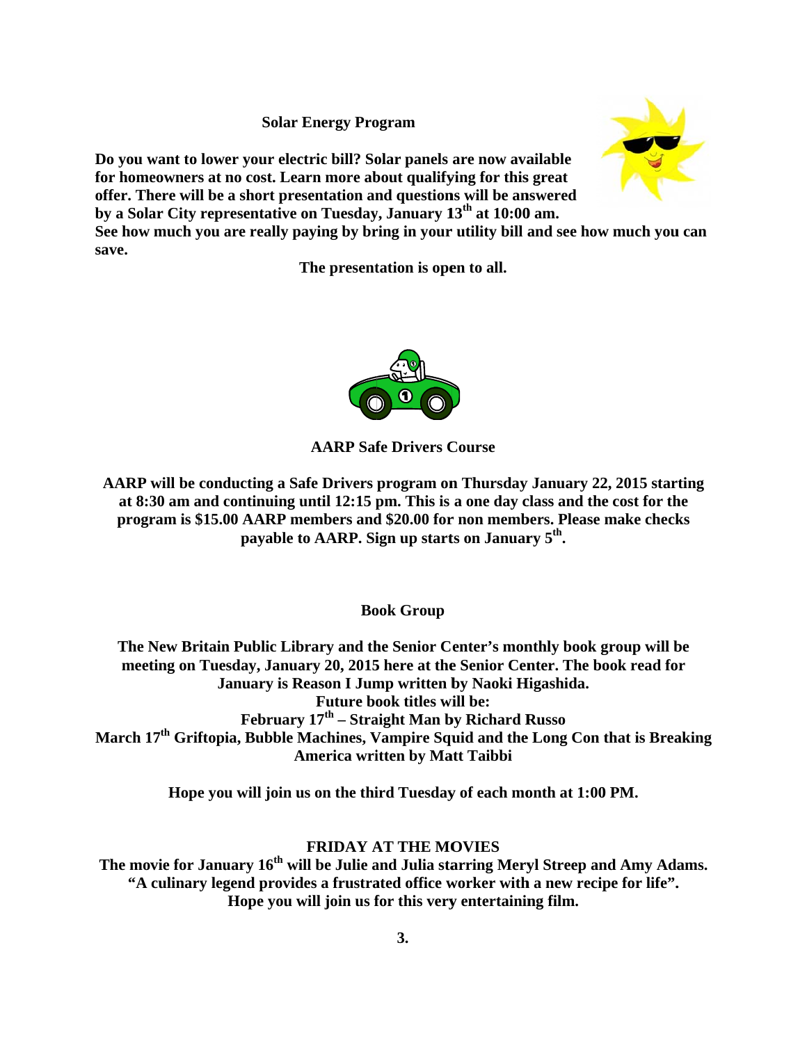## Solar Energy Program

**Do you want to lower your electric bill? Solar panels are now available for homeowners at no cost. Learn more about qualifying for this great offer. There will be a short presentation and questions will be answered by a Solar City representative on Tuesday, January 13th at 10:00 am. See how much you are really paying by bring in your utility bill and see how much you can save.**

**The presentation is open to all.**

## AARP Safe Drivers Course

**AARP will be conducting a Safe Drivers program on Thursday January 22, 2015 starting at 8:30 am and continuing until 12:15 pm. This is a one day class and the cost for the program is $15.00 AARP members and $20.00 for non members. Please make checks payable to AARP. Sign up starts on January 5th.**

## Book Group

**The New Britain Public Library and the Senior Center's monthly book group will be meeting on Tuesday, January 20, 2015 here at the Senior Center. The book read for January is Reason I Jump written by Naoki Higashida.**

**Future book titles will be:**

**February 17th – Straight Man by Richard Russo**

**March 17th Griftopia, Bubble Machines, Vampire Squid and the Long Con that is Breaking America written by Matt Taibbi**

**Hope you will join us on the third Tuesday of each month at 1:00 PM.**

## FRIDAY AT THE MOVIES

**The movie for January 16th will be Julie and Julia starring Meryl Streep and Amy Adams. "A culinary legend provides a frustrated office worker with a new recipe for life". Hope you will join us for this very entertaining film.**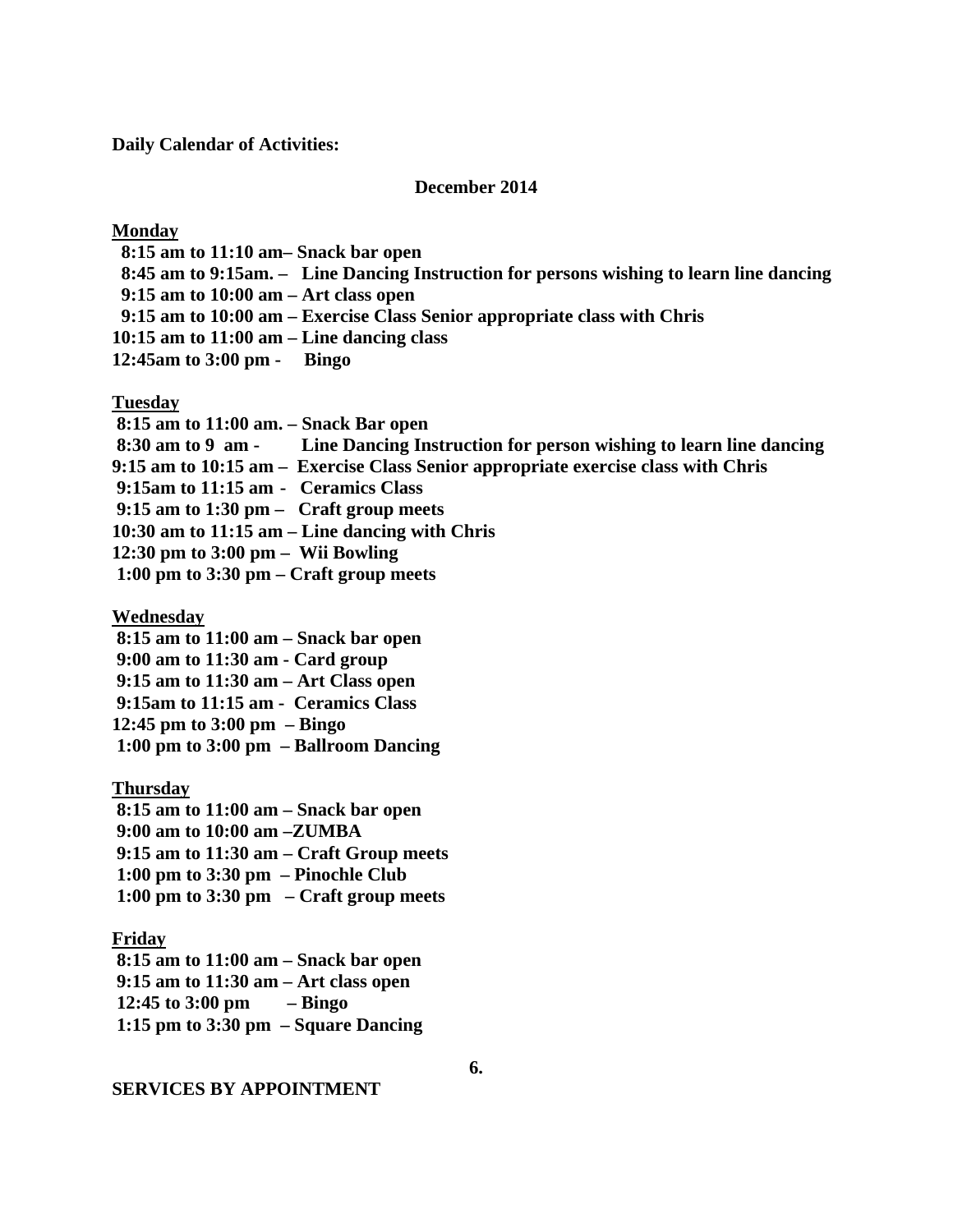**Daily Calendar of Activities:**

**December 2014**

**Monday**

**8:15 am to 11:10 am– Snack bar open**
**8:45 am to 9:15am. – Line Dancing Instruction for persons wishing to learn line dancing**
**9:15 am to 10:00 am – Art class open**
**9:15 am to 10:00 am – Exercise Class Senior appropriate class with Chris**
**10:15 am to 11:00 am – Line dancing class**
**12:45am to 3:00 pm - Bingo**

**Tuesday**

**8:15 am to 11:00 am. – Snack Bar open**
**8:30 am to 9 am - Line Dancing Instruction for person wishing to learn line dancing**
**9:15 am to 10:15 am – Exercise Class Senior appropriate exercise class with Chris**
**9:15am to 11:15 am - Ceramics Class**
**9:15 am to 1:30 pm – Craft group meets**
**10:30 am to 11:15 am – Line dancing with Chris**
**12:30 pm to 3:00 pm – Wii Bowling**
**1:00 pm to 3:30 pm – Craft group meets**

**Wednesday**

**8:15 am to 11:00 am – Snack bar open**
**9:00 am to 11:30 am - Card group**
**9:15 am to 11:30 am – Art Class open**
**9:15am to 11:15 am - Ceramics Class**
**12:45 pm to 3:00 pm – Bingo**
**1:00 pm to 3:00 pm – Ballroom Dancing**

**Thursday**

**8:15 am to 11:00 am – Snack bar open**
**9:00 am to 10:00 am –ZUMBA**
**9:15 am to 11:30 am – Craft Group meets**
**1:00 pm to 3:30 pm – Pinochle Club**
**1:00 pm to 3:30 pm – Craft group meets**

**Friday**

**8:15 am to 11:00 am – Snack bar open**
**9:15 am to 11:30 am – Art class open**
**12:45 to 3:00 pm – Bingo**
**1:15 pm to 3:30 pm – Square Dancing**

**SERVICES BY APPOINTMENT**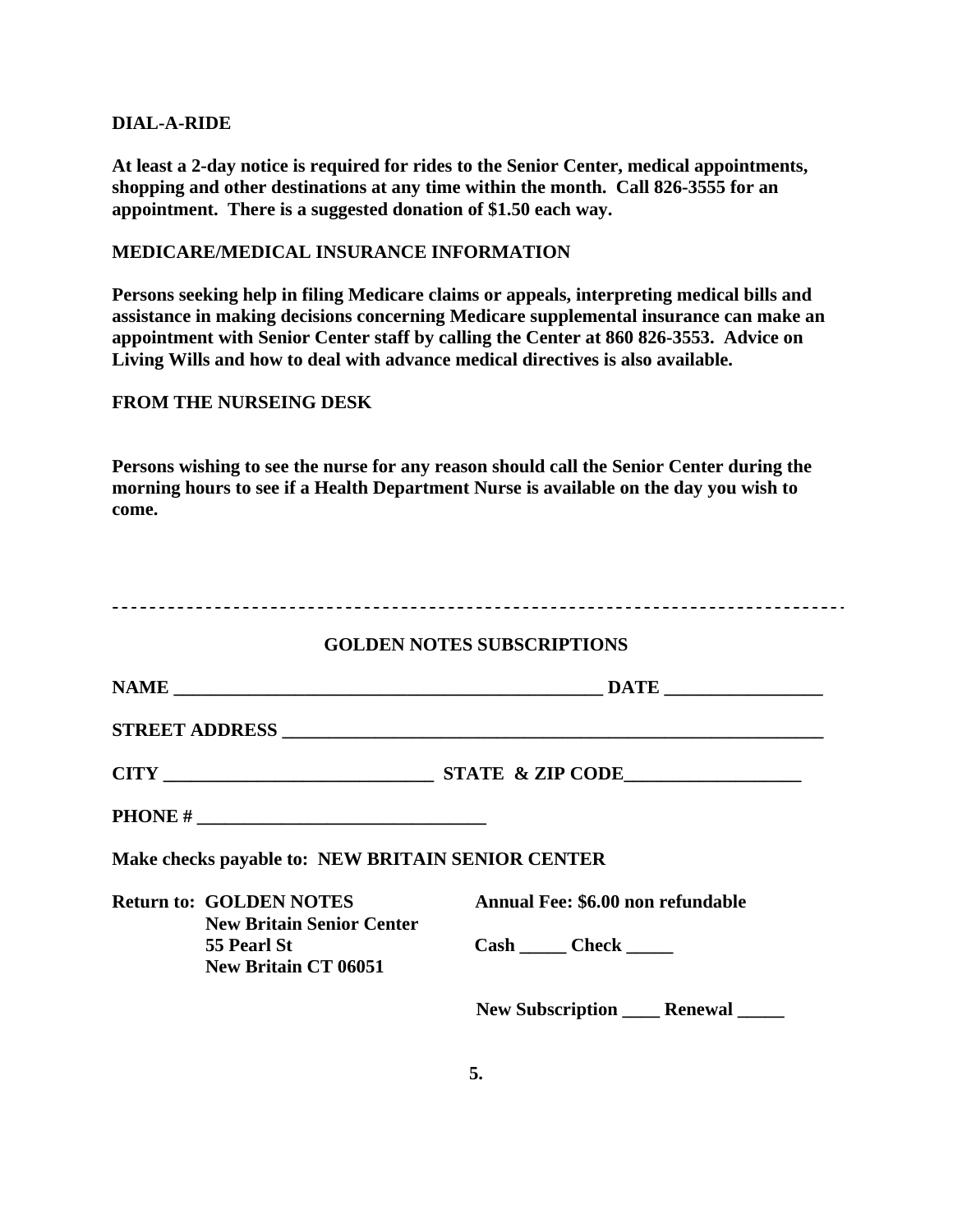## DIAL-A-RIDE

**At least a 2-day notice is required for rides to the Senior Center, medical appointments, shopping and other destinations at any time within the month. Call 826-3555 for an appointment. There is a suggested donation of $1.50 each way.**

## MEDICARE/MEDICAL INSURANCE INFORMATION

**Persons seeking help in filing Medicare claims or appeals, interpreting medical bills and assistance in making decisions concerning Medicare supplemental insurance can make an appointment with Senior Center staff by calling the Center at 860 826-3553. Advice on Living Wills and how to deal with advance medical directives is also available.**

## FROM THE NURSEING DESK

**Persons wishing to see the nurse for any reason should call the Senior Center during the morning hours to see if a Health Department Nurse is available on the day you wish to come.**

---

## GOLDEN NOTES SUBSCRIPTIONS

**NAME ______________________________________________ DATE ________________**

**STREET ADDRESS ____________________________________________________________**

**CITY _____________________________ STATE & ZIP CODE__________________**

**PHONE # ______________________________**

**Make checks payable to: NEW BRITAIN SENIOR CENTER**

**Return to: GOLDEN NOTES**
**New Britain Senior Center**
**55 Pearl St**
**New Britain CT 06051**

**Annual Fee: $6.00 non refundable**

**Cash _____ Check _____**

**New Subscription ____ Renewal _____**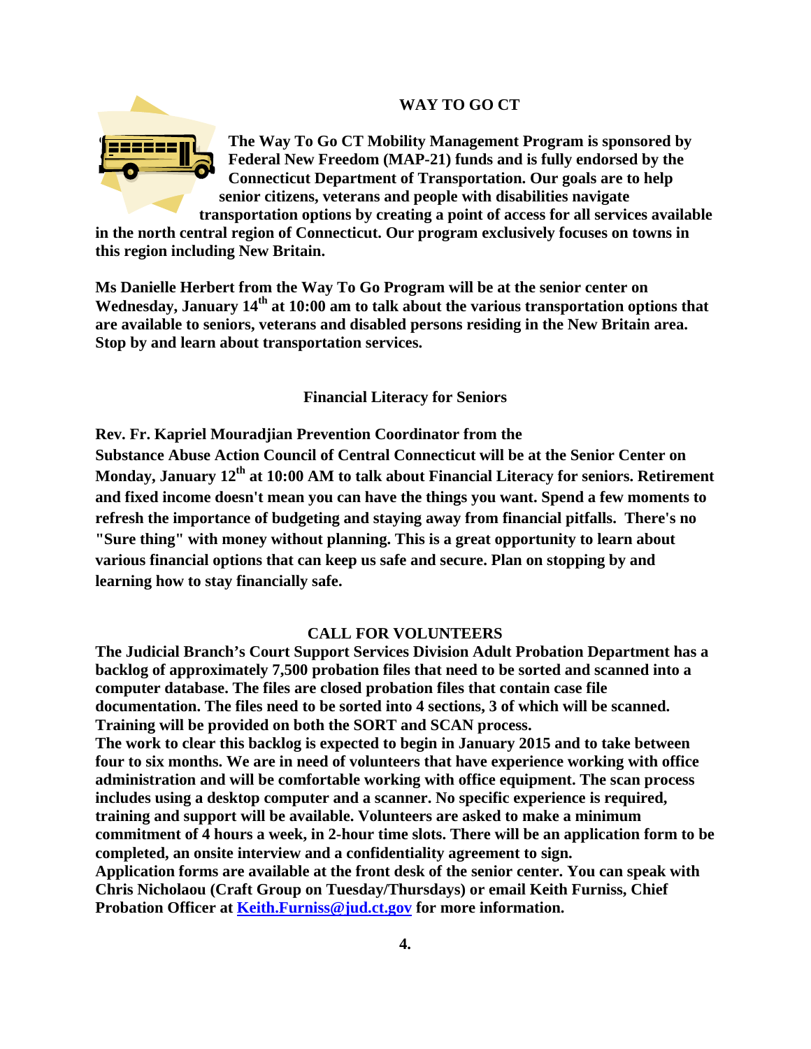## WAY TO GO CT

**The Way To Go CT Mobility Management Program is sponsored by Federal New Freedom (MAP-21) funds and is fully endorsed by the Connecticut Department of Transportation. Our goals are to help senior citizens, veterans and people with disabilities navigate transportation options by creating a point of access for all services available in the north central region of Connecticut. Our program exclusively focuses on towns in this region including New Britain.**

**Ms Danielle Herbert from the Way To Go Program will be at the senior center on Wednesday, January 14th at 10:00 am to talk about the various transportation options that are available to seniors, veterans and disabled persons residing in the New Britain area. Stop by and learn about transportation services.**

## Financial Literacy for Seniors

**Rev. Fr. Kapriel Mouradjian Prevention Coordinator from the Substance Abuse Action Council of Central Connecticut will be at the Senior Center on Monday, January 12th at 10:00 AM to talk about Financial Literacy for seniors. Retirement and fixed income doesn't mean you can have the things you want. Spend a few moments to refresh the importance of budgeting and staying away from financial pitfalls. There's no "Sure thing" with money without planning. This is a great opportunity to learn about various financial options that can keep us safe and secure. Plan on stopping by and learning how to stay financially safe.**

## CALL FOR VOLUNTEERS

**The Judicial Branch's Court Support Services Division Adult Probation Department has a backlog of approximately 7,500 probation files that need to be sorted and scanned into a computer database. The files are closed probation files that contain case file documentation. The files need to be sorted into 4 sections, 3 of which will be scanned. Training will be provided on both the SORT and SCAN process.**

**The work to clear this backlog is expected to begin in January 2015 and to take between four to six months. We are in need of volunteers that have experience working with office administration and will be comfortable working with office equipment. The scan process includes using a desktop computer and a scanner. No specific experience is required, training and support will be available. Volunteers are asked to make a minimum commitment of 4 hours a week, in 2-hour time slots. There will be an application form to be completed, an onsite interview and a confidentiality agreement to sign.**

**Application forms are available at the front desk of the senior center. You can speak with Chris Nicholaou (Craft Group on Tuesday/Thursdays) or email Keith Furniss, Chief Probation Officer at [Keith.Furniss@jud.ct.gov](mailto:Keith.Furniss@jud.ct.gov) for more information.**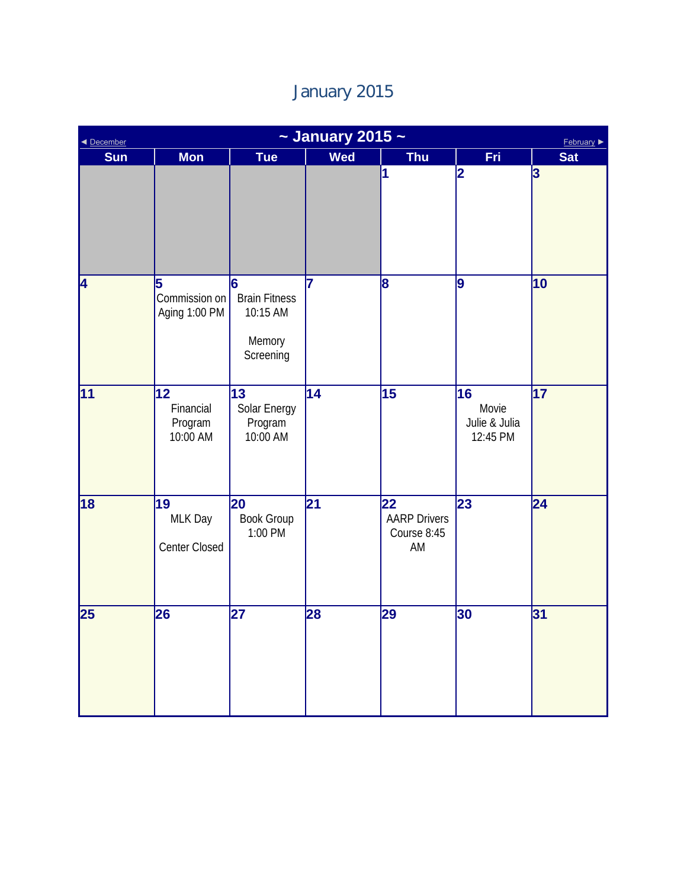# January 2015

◄ December | ~ January 2015 ~ | February ►

| Sun | Mon | Tue | Wed | Thu | Fri | Sat |
|---|---|---|---|---|---|---|
| | | | | 1 | 2 | 3 |
| 4 | 5 Commission on Aging 1:00 PM | 6 Brain Fitness 10:15 AM<br><br>Memory Screening | 7 | 8 | 9 | 10 |
| 11 | 12 Financial Program 10:00 AM | 13 Solar Energy Program 10:00 AM | 14 | 15 | 16 Movie Julie & Julia 12:45 PM | 17 |
| 18 | 19 MLK Day<br><br>Center Closed | 20 Book Group 1:00 PM | 21 | 22 AARP Drivers Course 8:45 AM | 23 | 24 |
| 25 | 26 | 27 | 28 | 29 | 30 | 31 |